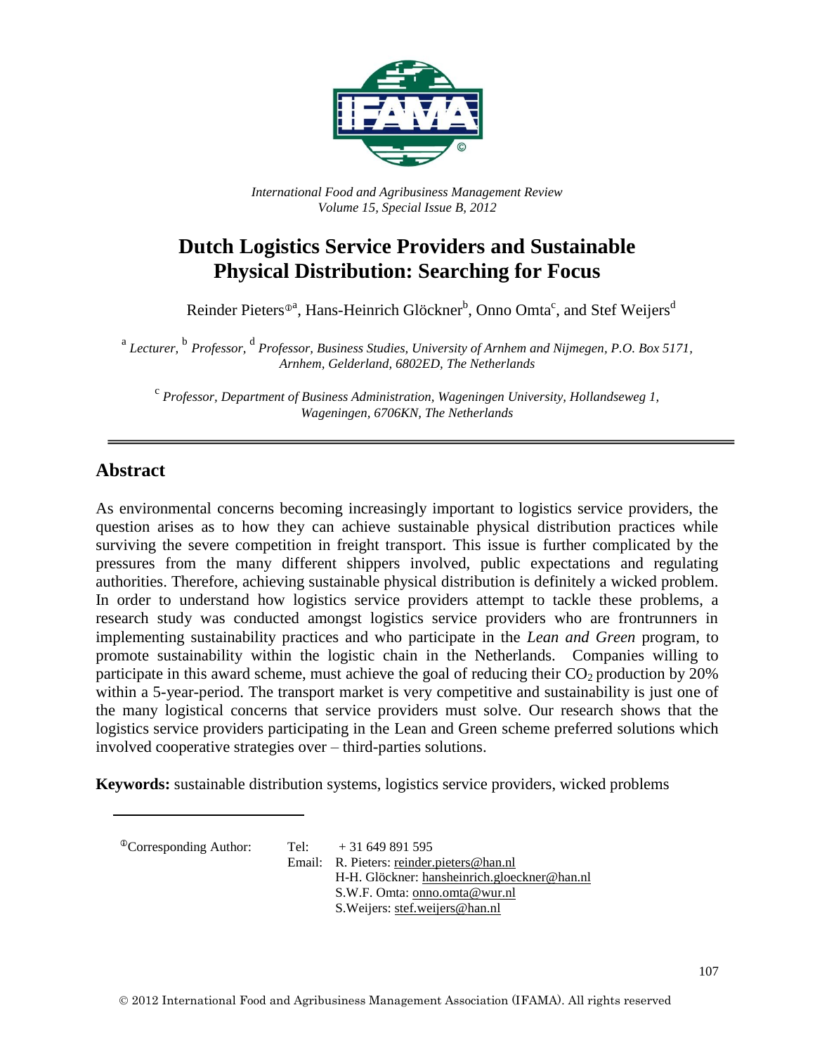*International Food and Agribusiness Management Review*
*Volume 15, Special Issue B, 2012*

# Dutch Logistics Service Providers and Sustainable Physical Distribution: Searching for Focus

Reinder Pieters[ⓘa], Hans-Heinrich Glöckner[b], Onno Omta[c], and Stef Weijers[d]

[a] *Lecturer,* [b] *Professor,* [d] *Professor, Business Studies, University of Arnhem and Nijmegen, P.O. Box 5171, Arnhem, Gelderland, 6802ED, The Netherlands*

[c] *Professor, Department of Business Administration, Wageningen University, Hollandseweg 1, Wageningen, 6706KN, The Netherlands*

---

## Abstract

As environmental concerns becoming increasingly important to logistics service providers, the question arises as to how they can achieve sustainable physical distribution practices while surviving the severe competition in freight transport. This issue is further complicated by the pressures from the many different shippers involved, public expectations and regulating authorities. Therefore, achieving sustainable physical distribution is definitely a wicked problem. In order to understand how logistics service providers attempt to tackle these problems, a research study was conducted amongst logistics service providers who are frontrunners in implementing sustainability practices and who participate in the *Lean and Green* program, to promote sustainability within the logistic chain in the Netherlands. Companies willing to participate in this award scheme, must achieve the goal of reducing their $CO_2$ production by 20% within a 5-year-period. The transport market is very competitive and sustainability is just one of the many logistical concerns that service providers must solve. Our research shows that the logistics service providers participating in the Lean and Green scheme preferred solutions which involved cooperative strategies over – third-parties solutions.

**Keywords:** sustainable distribution systems, logistics service providers, wicked problems

---

ⓘCorresponding Author: Tel: + 31 649 891 595
Email: R. Pieters: reinder.pieters@han.nl
H-H. Glöckner: hansheinrich.gloeckner@han.nl
S.W.F. Omta: onno.omta@wur.nl
S.Weijers: stef.weijers@han.nl

© 2012 International Food and Agribusiness Management Association (IFAMA). All rights reserved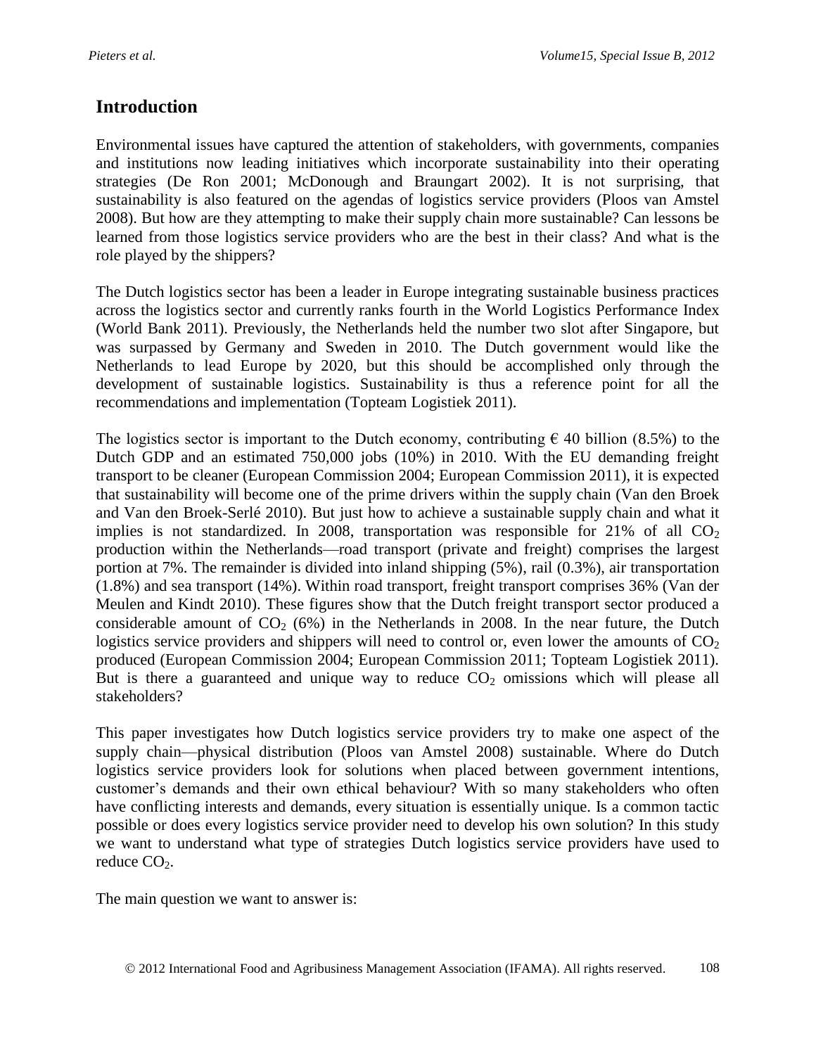## Introduction

Environmental issues have captured the attention of stakeholders, with governments, companies and institutions now leading initiatives which incorporate sustainability into their operating strategies (De Ron 2001; McDonough and Braungart 2002). It is not surprising, that sustainability is also featured on the agendas of logistics service providers (Ploos van Amstel 2008). But how are they attempting to make their supply chain more sustainable? Can lessons be learned from those logistics service providers who are the best in their class? And what is the role played by the shippers?

The Dutch logistics sector has been a leader in Europe integrating sustainable business practices across the logistics sector and currently ranks fourth in the World Logistics Performance Index (World Bank 2011). Previously, the Netherlands held the number two slot after Singapore, but was surpassed by Germany and Sweden in 2010. The Dutch government would like the Netherlands to lead Europe by 2020, but this should be accomplished only through the development of sustainable logistics. Sustainability is thus a reference point for all the recommendations and implementation (Topteam Logistiek 2011).

The logistics sector is important to the Dutch economy, contributing € 40 billion (8.5%) to the Dutch GDP and an estimated 750,000 jobs (10%) in 2010. With the EU demanding freight transport to be cleaner (European Commission 2004; European Commission 2011), it is expected that sustainability will become one of the prime drivers within the supply chain (Van den Broek and Van den Broek-Serlé 2010). But just how to achieve a sustainable supply chain and what it implies is not standardized. In 2008, transportation was responsible for 21% of all $CO_2$ production within the Netherlands—road transport (private and freight) comprises the largest portion at 7%. The remainder is divided into inland shipping (5%), rail (0.3%), air transportation (1.8%) and sea transport (14%). Within road transport, freight transport comprises 36% (Van der Meulen and Kindt 2010). These figures show that the Dutch freight transport sector produced a considerable amount of $CO_2$ (6%) in the Netherlands in 2008. In the near future, the Dutch logistics service providers and shippers will need to control or, even lower the amounts of $CO_2$ produced (European Commission 2004; European Commission 2011; Topteam Logistiek 2011). But is there a guaranteed and unique way to reduce $CO_2$ omissions which will please all stakeholders?

This paper investigates how Dutch logistics service providers try to make one aspect of the supply chain—physical distribution (Ploos van Amstel 2008) sustainable. Where do Dutch logistics service providers look for solutions when placed between government intentions, customer's demands and their own ethical behaviour? With so many stakeholders who often have conflicting interests and demands, every situation is essentially unique. Is a common tactic possible or does every logistics service provider need to develop his own solution? In this study we want to understand what type of strategies Dutch logistics service providers have used to reduce $CO_2$.

The main question we want to answer is: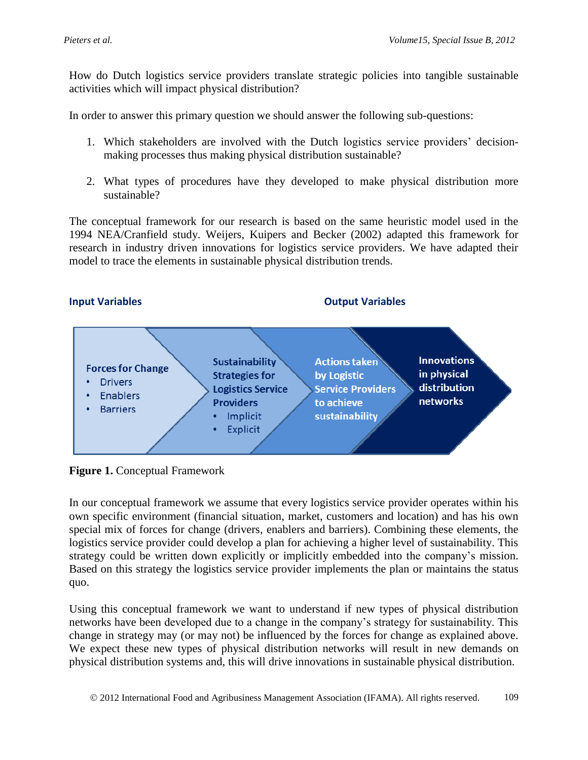How do Dutch logistics service providers translate strategic policies into tangible sustainable activities which will impact physical distribution?

In order to answer this primary question we should answer the following sub-questions:

1. Which stakeholders are involved with the Dutch logistics service providers' decision-making processes thus making physical distribution sustainable?

2. What types of procedures have they developed to make physical distribution more sustainable?

The conceptual framework for our research is based on the same heuristic model used in the 1994 NEA/Cranfield study. Weijers, Kuipers and Becker (2002) adapted this framework for research in industry driven innovations for logistics service providers. We have adapted their model to trace the elements in sustainable physical distribution trends.

**Input Variables** | **Output Variables**

**Forces for Change**
- Drivers
- Enablers
- Barriers

**Sustainability Strategies for Logistics Service Providers**
- Implicit
- Explicit

**Actions taken by Logistic Service Providers to achieve sustainability**

**Innovations in physical distribution networks**

**Figure 1.** Conceptual Framework

In our conceptual framework we assume that every logistics service provider operates within his own specific environment (financial situation, market, customers and location) and has his own special mix of forces for change (drivers, enablers and barriers). Combining these elements, the logistics service provider could develop a plan for achieving a higher level of sustainability. This strategy could be written down explicitly or implicitly embedded into the company's mission. Based on this strategy the logistics service provider implements the plan or maintains the status quo.

Using this conceptual framework we want to understand if new types of physical distribution networks have been developed due to a change in the company's strategy for sustainability. This change in strategy may (or may not) be influenced by the forces for change as explained above. We expect these new types of physical distribution networks will result in new demands on physical distribution systems and, this will drive innovations in sustainable physical distribution.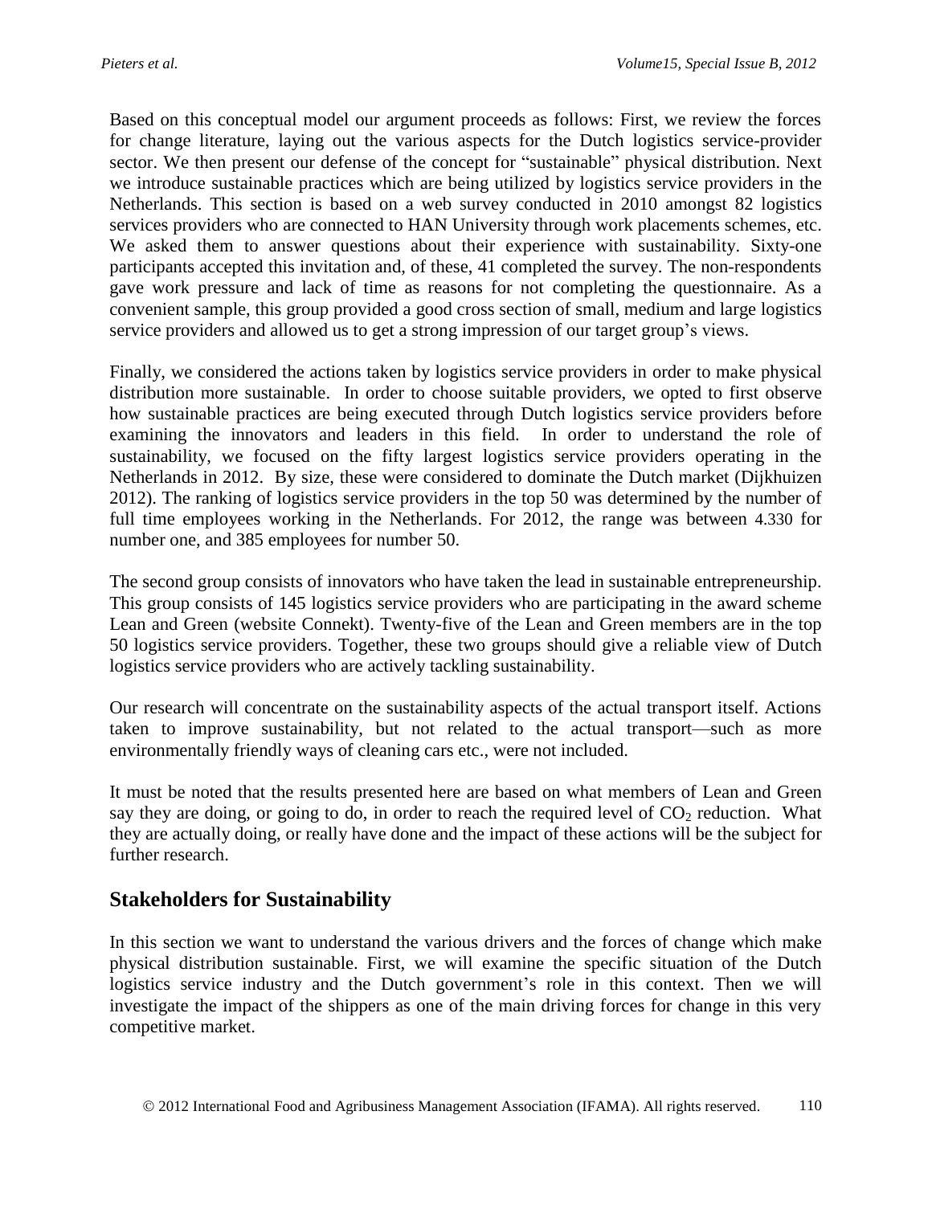Based on this conceptual model our argument proceeds as follows: First, we review the forces for change literature, laying out the various aspects for the Dutch logistics service-provider sector. We then present our defense of the concept for "sustainable" physical distribution. Next we introduce sustainable practices which are being utilized by logistics service providers in the Netherlands. This section is based on a web survey conducted in 2010 amongst 82 logistics services providers who are connected to HAN University through work placements schemes, etc. We asked them to answer questions about their experience with sustainability. Sixty-one participants accepted this invitation and, of these, 41 completed the survey. The non-respondents gave work pressure and lack of time as reasons for not completing the questionnaire. As a convenient sample, this group provided a good cross section of small, medium and large logistics service providers and allowed us to get a strong impression of our target group's views.

Finally, we considered the actions taken by logistics service providers in order to make physical distribution more sustainable. In order to choose suitable providers, we opted to first observe how sustainable practices are being executed through Dutch logistics service providers before examining the innovators and leaders in this field. In order to understand the role of sustainability, we focused on the fifty largest logistics service providers operating in the Netherlands in 2012. By size, these were considered to dominate the Dutch market (Dijkhuizen 2012). The ranking of logistics service providers in the top 50 was determined by the number of full time employees working in the Netherlands. For 2012, the range was between 4.330 for number one, and 385 employees for number 50.

The second group consists of innovators who have taken the lead in sustainable entrepreneurship. This group consists of 145 logistics service providers who are participating in the award scheme Lean and Green (website Connekt). Twenty-five of the Lean and Green members are in the top 50 logistics service providers. Together, these two groups should give a reliable view of Dutch logistics service providers who are actively tackling sustainability.

Our research will concentrate on the sustainability aspects of the actual transport itself. Actions taken to improve sustainability, but not related to the actual transport—such as more environmentally friendly ways of cleaning cars etc., were not included.

It must be noted that the results presented here are based on what members of Lean and Green say they are doing, or going to do, in order to reach the required level of $CO_2$ reduction. What they are actually doing, or really have done and the impact of these actions will be the subject for further research.

## Stakeholders for Sustainability

In this section we want to understand the various drivers and the forces of change which make physical distribution sustainable. First, we will examine the specific situation of the Dutch logistics service industry and the Dutch government's role in this context. Then we will investigate the impact of the shippers as one of the main driving forces for change in this very competitive market.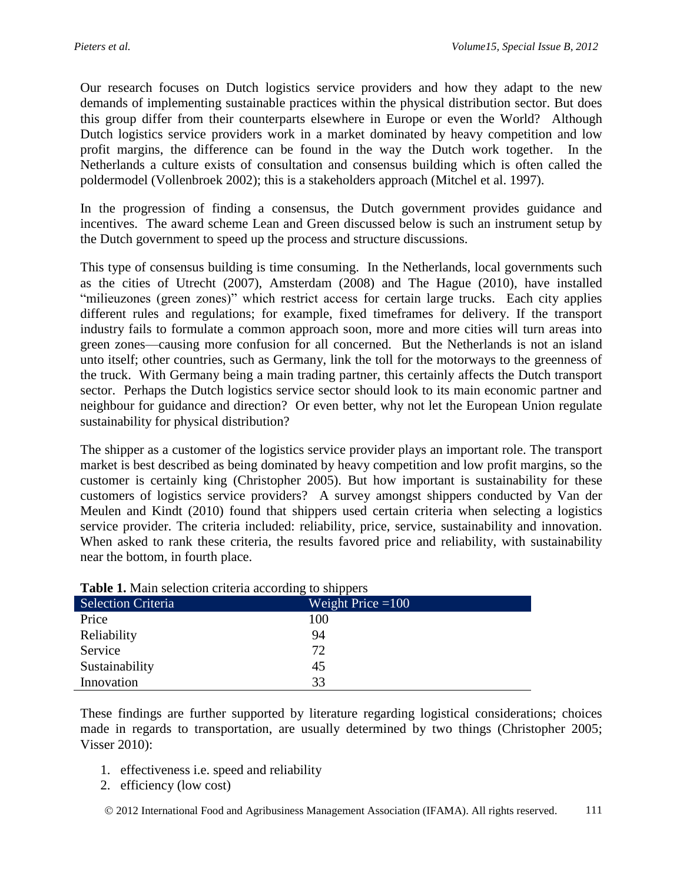Our research focuses on Dutch logistics service providers and how they adapt to the new demands of implementing sustainable practices within the physical distribution sector. But does this group differ from their counterparts elsewhere in Europe or even the World? Although Dutch logistics service providers work in a market dominated by heavy competition and low profit margins, the difference can be found in the way the Dutch work together. In the Netherlands a culture exists of consultation and consensus building which is often called the poldermodel (Vollenbroek 2002); this is a stakeholders approach (Mitchel et al. 1997).

In the progression of finding a consensus, the Dutch government provides guidance and incentives. The award scheme Lean and Green discussed below is such an instrument setup by the Dutch government to speed up the process and structure discussions.

This type of consensus building is time consuming. In the Netherlands, local governments such as the cities of Utrecht (2007), Amsterdam (2008) and The Hague (2010), have installed "milieuzones (green zones)" which restrict access for certain large trucks. Each city applies different rules and regulations; for example, fixed timeframes for delivery. If the transport industry fails to formulate a common approach soon, more and more cities will turn areas into green zones—causing more confusion for all concerned. But the Netherlands is not an island unto itself; other countries, such as Germany, link the toll for the motorways to the greenness of the truck. With Germany being a main trading partner, this certainly affects the Dutch transport sector. Perhaps the Dutch logistics service sector should look to its main economic partner and neighbour for guidance and direction? Or even better, why not let the European Union regulate sustainability for physical distribution?

The shipper as a customer of the logistics service provider plays an important role. The transport market is best described as being dominated by heavy competition and low profit margins, so the customer is certainly king (Christopher 2005). But how important is sustainability for these customers of logistics service providers? A survey amongst shippers conducted by Van der Meulen and Kindt (2010) found that shippers used certain criteria when selecting a logistics service provider. The criteria included: reliability, price, service, sustainability and innovation. When asked to rank these criteria, the results favored price and reliability, with sustainability near the bottom, in fourth place.

**Table 1.** Main selection criteria according to shippers

| Selection Criteria | Weight Price =100 |
|---|---|
| Price | 100 |
| Reliability | 94 |
| Service | 72 |
| Sustainability | 45 |
| Innovation | 33 |

These findings are further supported by literature regarding logistical considerations; choices made in regards to transportation, are usually determined by two things (Christopher 2005; Visser 2010):

1. effectiveness i.e. speed and reliability
2. efficiency (low cost)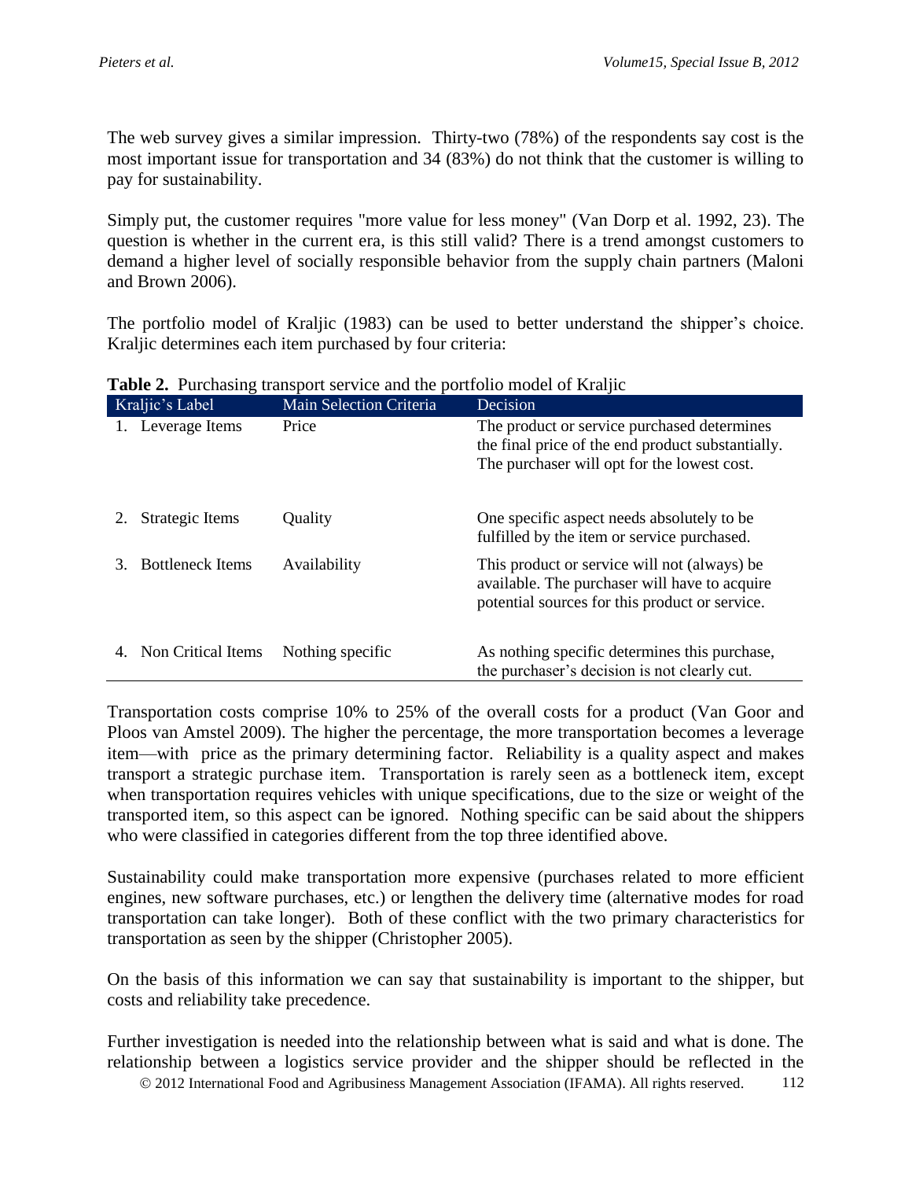The web survey gives a similar impression. Thirty-two (78%) of the respondents say cost is the most important issue for transportation and 34 (83%) do not think that the customer is willing to pay for sustainability.

Simply put, the customer requires "more value for less money" (Van Dorp et al. 1992, 23). The question is whether in the current era, is this still valid? There is a trend amongst customers to demand a higher level of socially responsible behavior from the supply chain partners (Maloni and Brown 2006).

The portfolio model of Kraljic (1983) can be used to better understand the shipper's choice. Kraljic determines each item purchased by four criteria:

**Table 2.** Purchasing transport service and the portfolio model of Kraljic

| Kraljic's Label | Main Selection Criteria | Decision |
|---|---|---|
| 1. Leverage Items | Price | The product or service purchased determines the final price of the end product substantially. The purchaser will opt for the lowest cost. |
| 2. Strategic Items | Quality | One specific aspect needs absolutely to be fulfilled by the item or service purchased. |
| 3. Bottleneck Items | Availability | This product or service will not (always) be available. The purchaser will have to acquire potential sources for this product or service. |
| 4. Non Critical Items | Nothing specific | As nothing specific determines this purchase, the purchaser's decision is not clearly cut. |

Transportation costs comprise 10% to 25% of the overall costs for a product (Van Goor and Ploos van Amstel 2009). The higher the percentage, the more transportation becomes a leverage item—with price as the primary determining factor. Reliability is a quality aspect and makes transport a strategic purchase item. Transportation is rarely seen as a bottleneck item, except when transportation requires vehicles with unique specifications, due to the size or weight of the transported item, so this aspect can be ignored. Nothing specific can be said about the shippers who were classified in categories different from the top three identified above.

Sustainability could make transportation more expensive (purchases related to more efficient engines, new software purchases, etc.) or lengthen the delivery time (alternative modes for road transportation can take longer). Both of these conflict with the two primary characteristics for transportation as seen by the shipper (Christopher 2005).

On the basis of this information we can say that sustainability is important to the shipper, but costs and reliability take precedence.

Further investigation is needed into the relationship between what is said and what is done. The relationship between a logistics service provider and the shipper should be reflected in the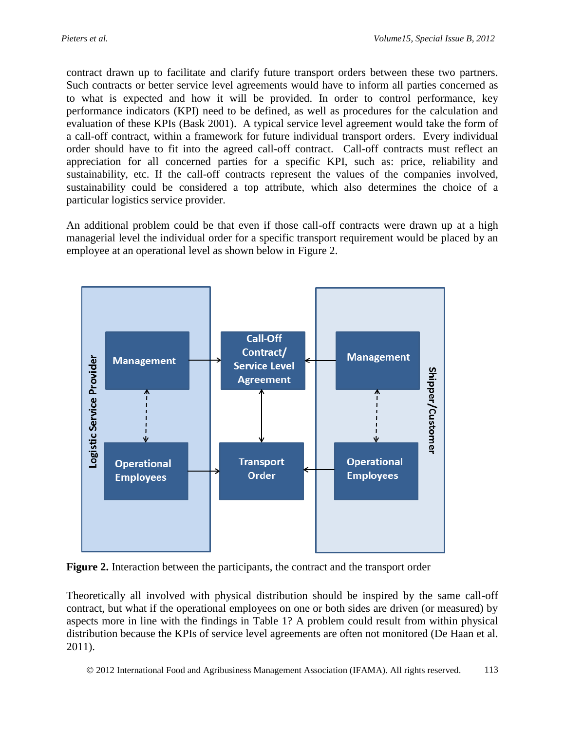contract drawn up to facilitate and clarify future transport orders between these two partners. Such contracts or better service level agreements would have to inform all parties concerned as to what is expected and how it will be provided. In order to control performance, key performance indicators (KPI) need to be defined, as well as procedures for the calculation and evaluation of these KPIs (Bask 2001). A typical service level agreement would take the form of a call-off contract, within a framework for future individual transport orders. Every individual order should have to fit into the agreed call-off contract. Call-off contracts must reflect an appreciation for all concerned parties for a specific KPI, such as: price, reliability and sustainability, etc. If the call-off contracts represent the values of the companies involved, sustainability could be considered a top attribute, which also determines the choice of a particular logistics service provider.

An additional problem could be that even if those call-off contracts were drawn up at a high managerial level the individual order for a specific transport requirement would be placed by an employee at an operational level as shown below in Figure 2.

**Figure 2.** Interaction between the participants, the contract and the transport order

Theoretically all involved with physical distribution should be inspired by the same call-off contract, but what if the operational employees on one or both sides are driven (or measured) by aspects more in line with the findings in Table 1? A problem could result from within physical distribution because the KPIs of service level agreements are often not monitored (De Haan et al. 2011).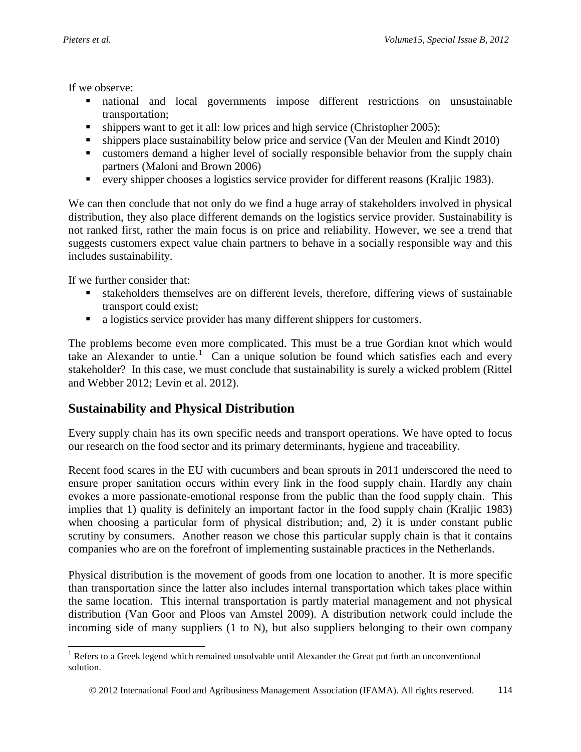If we observe:

- national and local governments impose different restrictions on unsustainable transportation;
- shippers want to get it all: low prices and high service (Christopher 2005);
- shippers place sustainability below price and service (Van der Meulen and Kindt 2010)
- customers demand a higher level of socially responsible behavior from the supply chain partners (Maloni and Brown 2006)
- every shipper chooses a logistics service provider for different reasons (Kraljic 1983).

We can then conclude that not only do we find a huge array of stakeholders involved in physical distribution, they also place different demands on the logistics service provider. Sustainability is not ranked first, rather the main focus is on price and reliability. However, we see a trend that suggests customers expect value chain partners to behave in a socially responsible way and this includes sustainability.

If we further consider that:

- stakeholders themselves are on different levels, therefore, differing views of sustainable transport could exist;
- a logistics service provider has many different shippers for customers.

The problems become even more complicated. This must be a true Gordian knot which would take an Alexander to untie.[1] Can a unique solution be found which satisfies each and every stakeholder? In this case, we must conclude that sustainability is surely a wicked problem (Rittel and Webber 2012; Levin et al. 2012).

## Sustainability and Physical Distribution

Every supply chain has its own specific needs and transport operations. We have opted to focus our research on the food sector and its primary determinants, hygiene and traceability.

Recent food scares in the EU with cucumbers and bean sprouts in 2011 underscored the need to ensure proper sanitation occurs within every link in the food supply chain. Hardly any chain evokes a more passionate-emotional response from the public than the food supply chain. This implies that 1) quality is definitely an important factor in the food supply chain (Kraljic 1983) when choosing a particular form of physical distribution; and, 2) it is under constant public scrutiny by consumers. Another reason we chose this particular supply chain is that it contains companies who are on the forefront of implementing sustainable practices in the Netherlands.

Physical distribution is the movement of goods from one location to another. It is more specific than transportation since the latter also includes internal transportation which takes place within the same location. This internal transportation is partly material management and not physical distribution (Van Goor and Ploos van Amstel 2009). A distribution network could include the incoming side of many suppliers (1 to N), but also suppliers belonging to their own company

[1] Refers to a Greek legend which remained unsolvable until Alexander the Great put forth an unconventional solution.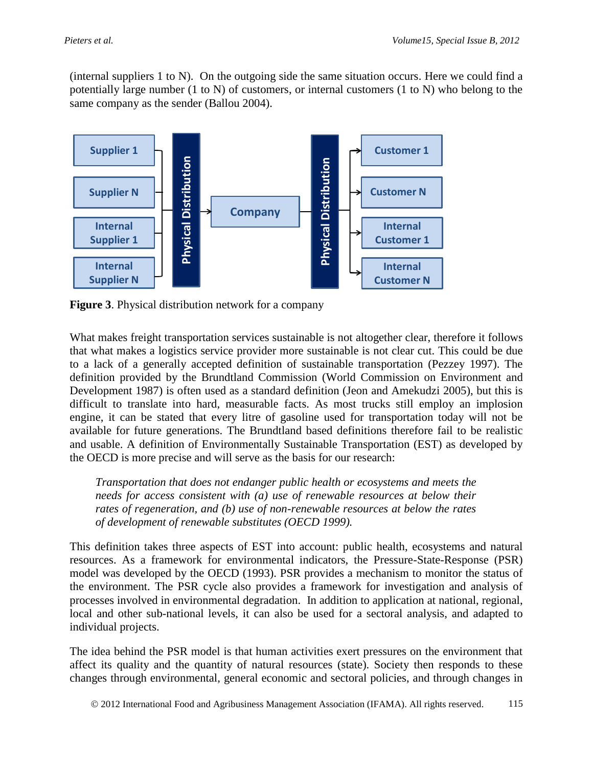(internal suppliers 1 to N). On the outgoing side the same situation occurs. Here we could find a potentially large number (1 to N) of customers, or internal customers (1 to N) who belong to the same company as the sender (Ballou 2004).

**Figure 3**. Physical distribution network for a company

What makes freight transportation services sustainable is not altogether clear, therefore it follows that what makes a logistics service provider more sustainable is not clear cut. This could be due to a lack of a generally accepted definition of sustainable transportation (Pezzey 1997). The definition provided by the Brundtland Commission (World Commission on Environment and Development 1987) is often used as a standard definition (Jeon and Amekudzi 2005), but this is difficult to translate into hard, measurable facts. As most trucks still employ an implosion engine, it can be stated that every litre of gasoline used for transportation today will not be available for future generations. The Brundtland based definitions therefore fail to be realistic and usable. A definition of Environmentally Sustainable Transportation (EST) as developed by the OECD is more precise and will serve as the basis for our research:

> *Transportation that does not endanger public health or ecosystems and meets the needs for access consistent with (a) use of renewable resources at below their rates of regeneration, and (b) use of non-renewable resources at below the rates of development of renewable substitutes (OECD 1999).*

This definition takes three aspects of EST into account: public health, ecosystems and natural resources. As a framework for environmental indicators, the Pressure-State-Response (PSR) model was developed by the OECD (1993). PSR provides a mechanism to monitor the status of the environment. The PSR cycle also provides a framework for investigation and analysis of processes involved in environmental degradation. In addition to application at national, regional, local and other sub-national levels, it can also be used for a sectoral analysis, and adapted to individual projects.

The idea behind the PSR model is that human activities exert pressures on the environment that affect its quality and the quantity of natural resources (state). Society then responds to these changes through environmental, general economic and sectoral policies, and through changes in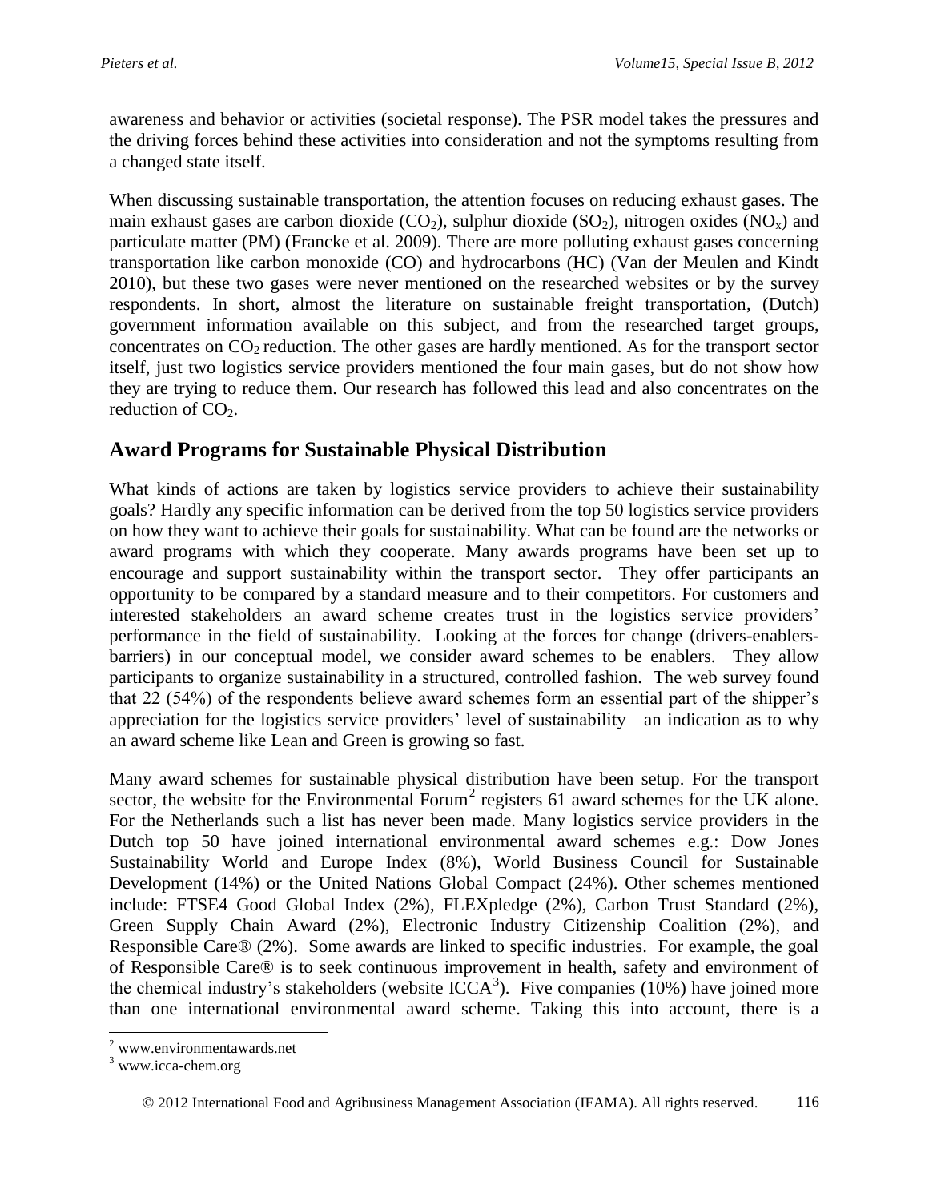awareness and behavior or activities (societal response). The PSR model takes the pressures and the driving forces behind these activities into consideration and not the symptoms resulting from a changed state itself.

When discussing sustainable transportation, the attention focuses on reducing exhaust gases. The main exhaust gases are carbon dioxide ($CO_2$), sulphur dioxide ($SO_2$), nitrogen oxides ($NO_x$) and particulate matter (PM) (Francke et al. 2009). There are more polluting exhaust gases concerning transportation like carbon monoxide (CO) and hydrocarbons (HC) (Van der Meulen and Kindt 2010), but these two gases were never mentioned on the researched websites or by the survey respondents. In short, almost the literature on sustainable freight transportation, (Dutch) government information available on this subject, and from the researched target groups, concentrates on $CO_2$ reduction. The other gases are hardly mentioned. As for the transport sector itself, just two logistics service providers mentioned the four main gases, but do not show how they are trying to reduce them. Our research has followed this lead and also concentrates on the reduction of $CO_2$.

## Award Programs for Sustainable Physical Distribution

What kinds of actions are taken by logistics service providers to achieve their sustainability goals? Hardly any specific information can be derived from the top 50 logistics service providers on how they want to achieve their goals for sustainability. What can be found are the networks or award programs with which they cooperate. Many awards programs have been set up to encourage and support sustainability within the transport sector. They offer participants an opportunity to be compared by a standard measure and to their competitors. For customers and interested stakeholders an award scheme creates trust in the logistics service providers' performance in the field of sustainability. Looking at the forces for change (drivers-enablers-barriers) in our conceptual model, we consider award schemes to be enablers. They allow participants to organize sustainability in a structured, controlled fashion. The web survey found that 22 (54%) of the respondents believe award schemes form an essential part of the shipper's appreciation for the logistics service providers' level of sustainability—an indication as to why an award scheme like Lean and Green is growing so fast.

Many award schemes for sustainable physical distribution have been setup. For the transport sector, the website for the Environmental Forum[2] registers 61 award schemes for the UK alone. For the Netherlands such a list has never been made. Many logistics service providers in the Dutch top 50 have joined international environmental award schemes e.g.: Dow Jones Sustainability World and Europe Index (8%), World Business Council for Sustainable Development (14%) or the United Nations Global Compact (24%). Other schemes mentioned include: FTSE4 Good Global Index (2%), FLEXpledge (2%), Carbon Trust Standard (2%), Green Supply Chain Award (2%), Electronic Industry Citizenship Coalition (2%), and Responsible Care® (2%). Some awards are linked to specific industries. For example, the goal of Responsible Care® is to seek continuous improvement in health, safety and environment of the chemical industry's stakeholders (website ICCA[3]). Five companies (10%) have joined more than one international environmental award scheme. Taking this into account, there is a

[2] www.environmentawards.net

[3] www.icca-chem.org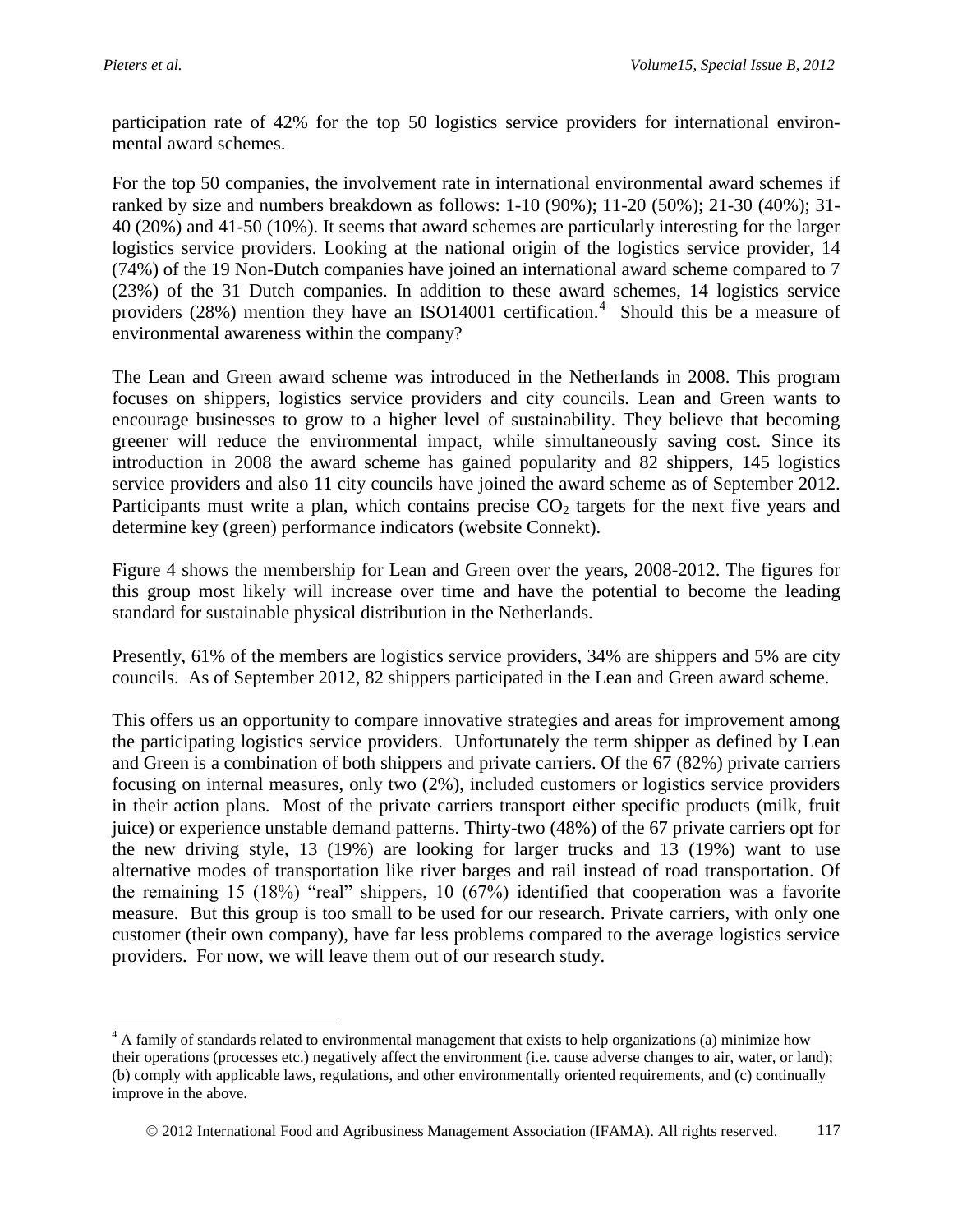participation rate of 42% for the top 50 logistics service providers for international environmental award schemes.

For the top 50 companies, the involvement rate in international environmental award schemes if ranked by size and numbers breakdown as follows: 1-10 (90%); 11-20 (50%); 21-30 (40%); 31-40 (20%) and 41-50 (10%). It seems that award schemes are particularly interesting for the larger logistics service providers. Looking at the national origin of the logistics service provider, 14 (74%) of the 19 Non-Dutch companies have joined an international award scheme compared to 7 (23%) of the 31 Dutch companies. In addition to these award schemes, 14 logistics service providers (28%) mention they have an ISO14001 certification.[4] Should this be a measure of environmental awareness within the company?

The Lean and Green award scheme was introduced in the Netherlands in 2008. This program focuses on shippers, logistics service providers and city councils. Lean and Green wants to encourage businesses to grow to a higher level of sustainability. They believe that becoming greener will reduce the environmental impact, while simultaneously saving cost. Since its introduction in 2008 the award scheme has gained popularity and 82 shippers, 145 logistics service providers and also 11 city councils have joined the award scheme as of September 2012. Participants must write a plan, which contains precise $CO_2$ targets for the next five years and determine key (green) performance indicators (website Connekt).

Figure 4 shows the membership for Lean and Green over the years, 2008-2012. The figures for this group most likely will increase over time and have the potential to become the leading standard for sustainable physical distribution in the Netherlands.

Presently, 61% of the members are logistics service providers, 34% are shippers and 5% are city councils. As of September 2012, 82 shippers participated in the Lean and Green award scheme.

This offers us an opportunity to compare innovative strategies and areas for improvement among the participating logistics service providers. Unfortunately the term shipper as defined by Lean and Green is a combination of both shippers and private carriers. Of the 67 (82%) private carriers focusing on internal measures, only two (2%), included customers or logistics service providers in their action plans. Most of the private carriers transport either specific products (milk, fruit juice) or experience unstable demand patterns. Thirty-two (48%) of the 67 private carriers opt for the new driving style, 13 (19%) are looking for larger trucks and 13 (19%) want to use alternative modes of transportation like river barges and rail instead of road transportation. Of the remaining 15 (18%) "real" shippers, 10 (67%) identified that cooperation was a favorite measure. But this group is too small to be used for our research. Private carriers, with only one customer (their own company), have far less problems compared to the average logistics service providers. For now, we will leave them out of our research study.

[4] A family of standards related to environmental management that exists to help organizations (a) minimize how their operations (processes etc.) negatively affect the environment (i.e. cause adverse changes to air, water, or land); (b) comply with applicable laws, regulations, and other environmentally oriented requirements, and (c) continually improve in the above.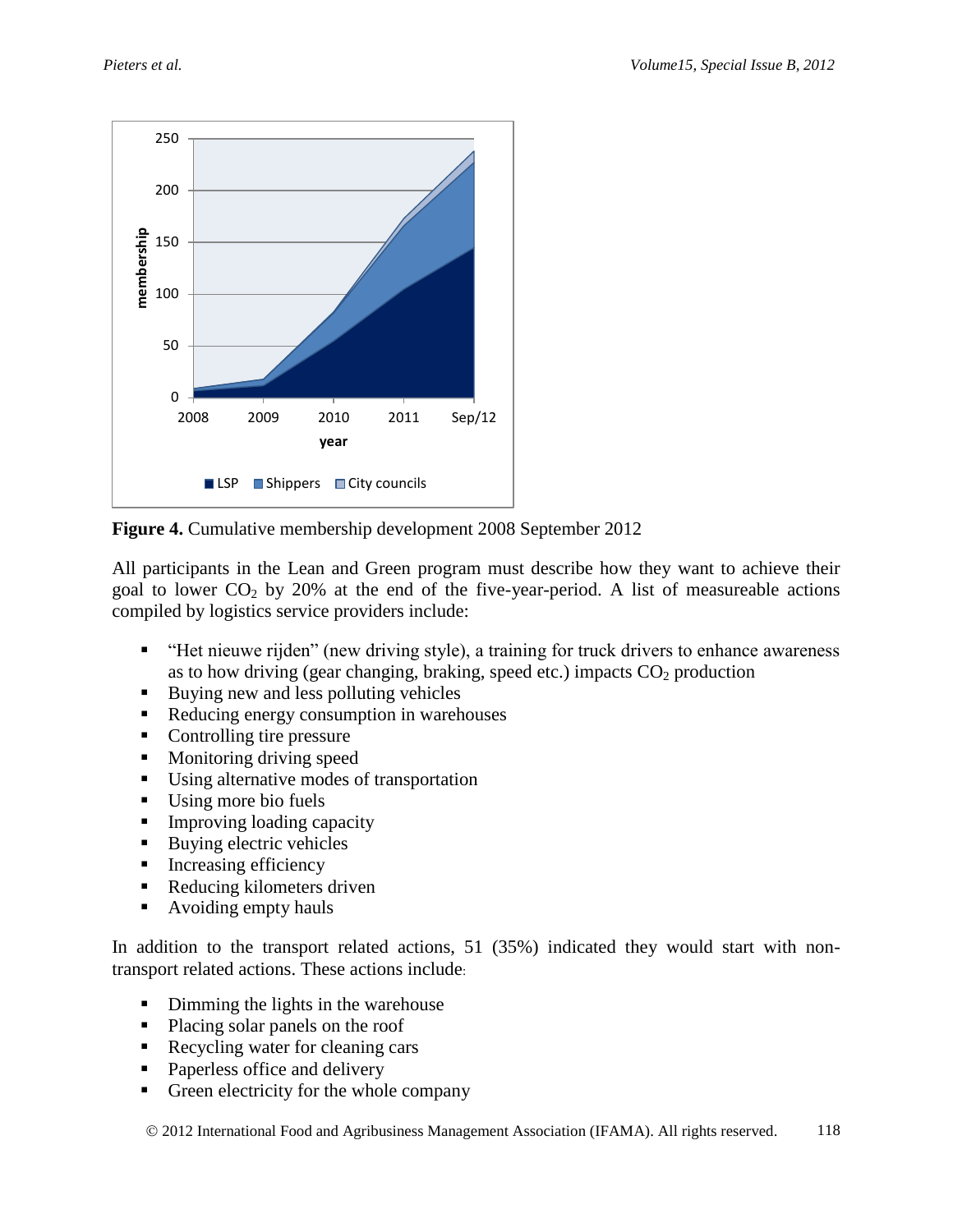**Figure 4.** Cumulative membership development 2008 September 2012

All participants in the Lean and Green program must describe how they want to achieve their goal to lower $CO_2$ by 20% at the end of the five-year-period. A list of measureable actions compiled by logistics service providers include:

- "Het nieuwe rijden" (new driving style), a training for truck drivers to enhance awareness as to how driving (gear changing, braking, speed etc.) impacts $CO_2$ production
- Buying new and less polluting vehicles
- Reducing energy consumption in warehouses
- Controlling tire pressure
- Monitoring driving speed
- Using alternative modes of transportation
- Using more bio fuels
- Improving loading capacity
- Buying electric vehicles
- Increasing efficiency
- Reducing kilometers driven
- Avoiding empty hauls

In addition to the transport related actions, 51 (35%) indicated they would start with non-transport related actions. These actions include:

- Dimming the lights in the warehouse
- Placing solar panels on the roof
- Recycling water for cleaning cars
- Paperless office and delivery
- Green electricity for the whole company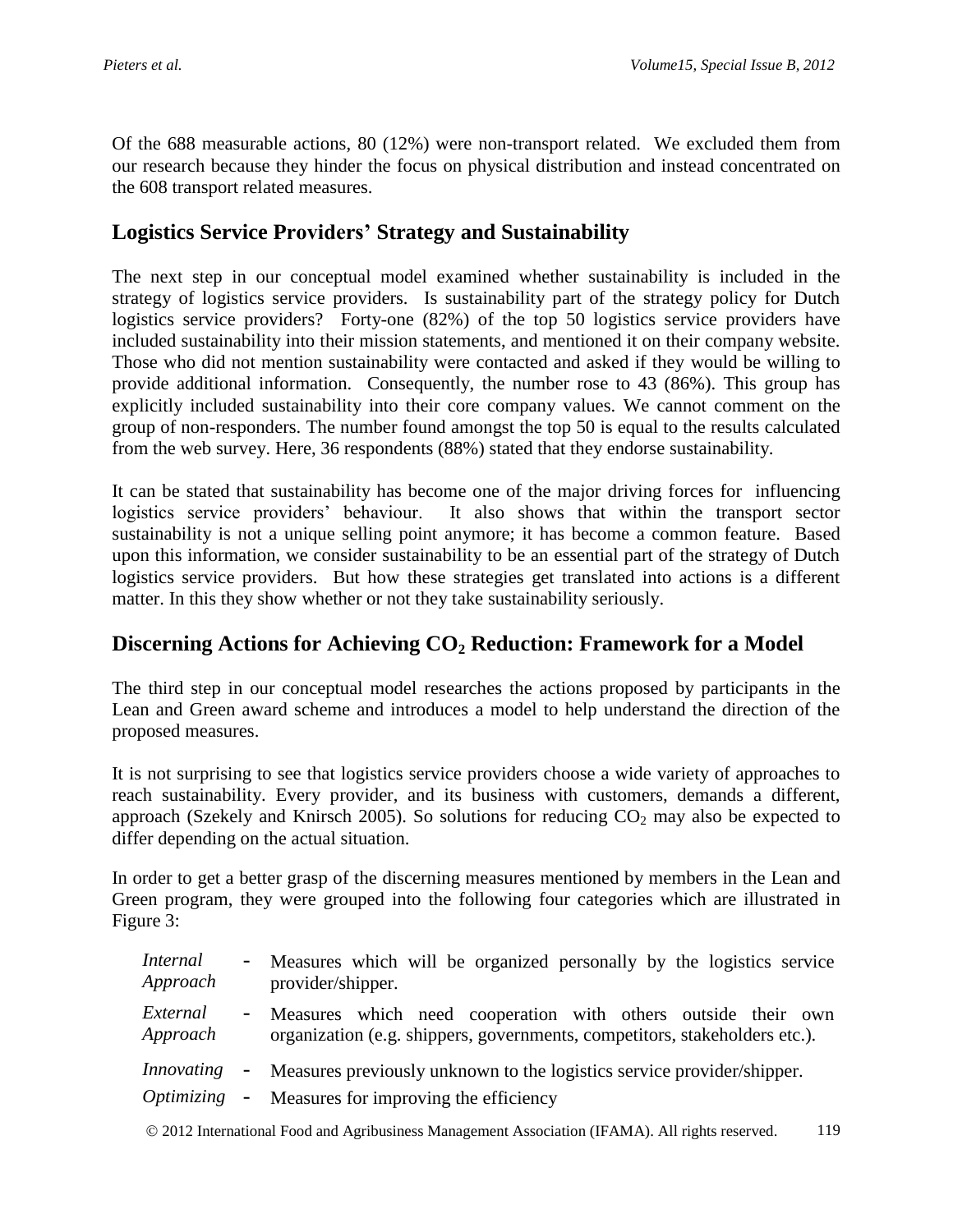Of the 688 measurable actions, 80 (12%) were non-transport related. We excluded them from our research because they hinder the focus on physical distribution and instead concentrated on the 608 transport related measures.

## Logistics Service Providers' Strategy and Sustainability

The next step in our conceptual model examined whether sustainability is included in the strategy of logistics service providers. Is sustainability part of the strategy policy for Dutch logistics service providers? Forty-one (82%) of the top 50 logistics service providers have included sustainability into their mission statements, and mentioned it on their company website. Those who did not mention sustainability were contacted and asked if they would be willing to provide additional information. Consequently, the number rose to 43 (86%). This group has explicitly included sustainability into their core company values. We cannot comment on the group of non-responders. The number found amongst the top 50 is equal to the results calculated from the web survey. Here, 36 respondents (88%) stated that they endorse sustainability.

It can be stated that sustainability has become one of the major driving forces for influencing logistics service providers' behaviour. It also shows that within the transport sector sustainability is not a unique selling point anymore; it has become a common feature. Based upon this information, we consider sustainability to be an essential part of the strategy of Dutch logistics service providers. But how these strategies get translated into actions is a different matter. In this they show whether or not they take sustainability seriously.

## Discerning Actions for Achieving $CO_2$ Reduction: Framework for a Model

The third step in our conceptual model researches the actions proposed by participants in the Lean and Green award scheme and introduces a model to help understand the direction of the proposed measures.

It is not surprising to see that logistics service providers choose a wide variety of approaches to reach sustainability. Every provider, and its business with customers, demands a different, approach (Szekely and Knirsch 2005). So solutions for reducing $CO_2$ may also be expected to differ depending on the actual situation.

In order to get a better grasp of the discerning measures mentioned by members in the Lean and Green program, they were grouped into the following four categories which are illustrated in Figure 3:

- *Internal Approach* - Measures which will be organized personally by the logistics service provider/shipper.
- *External Approach* - Measures which need cooperation with others outside their own organization (e.g. shippers, governments, competitors, stakeholders etc.).
- *Innovating* - Measures previously unknown to the logistics service provider/shipper.
- *Optimizing* - Measures for improving the efficiency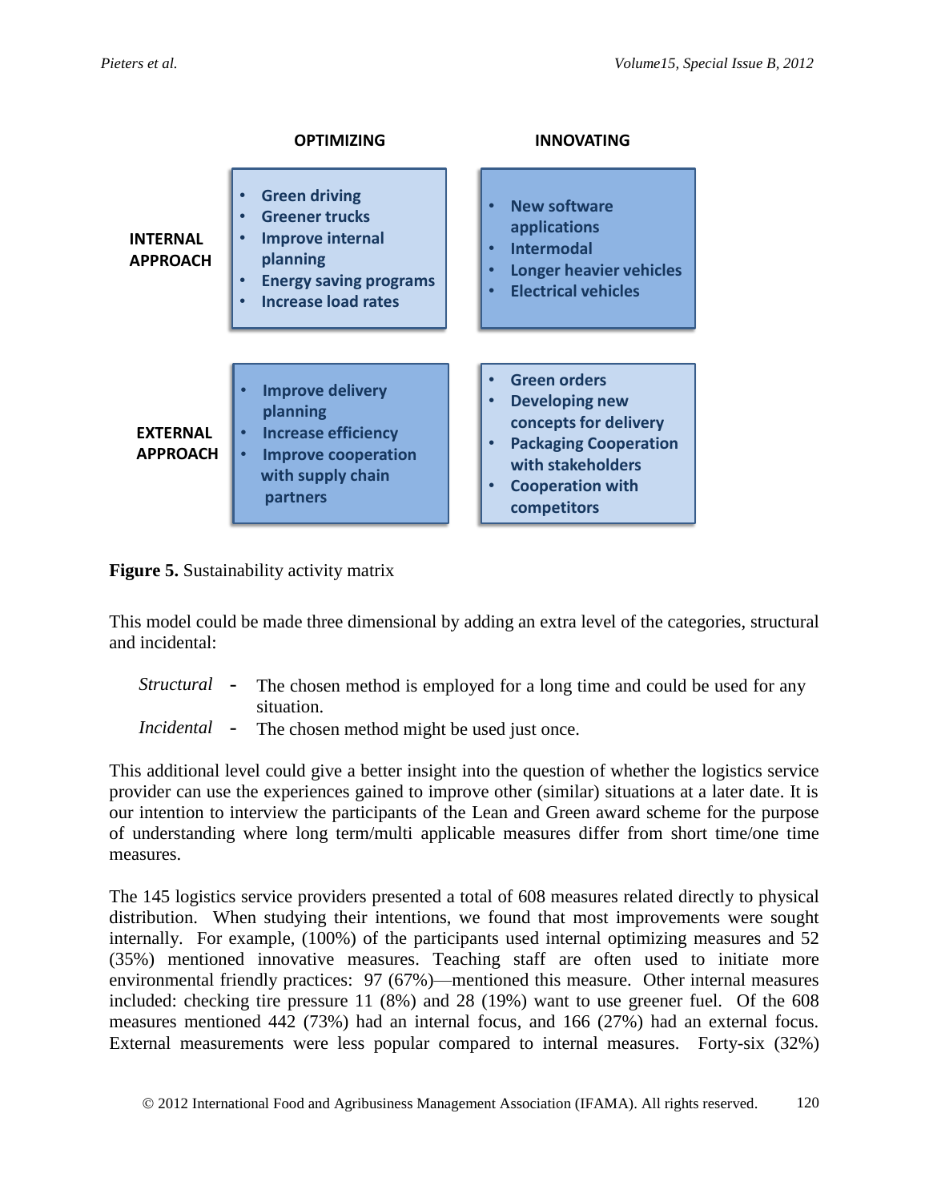| | OPTIMIZING | INNOVATING |
| --- | --- | --- |
| **INTERNAL APPROACH** | • Green driving<br>• Greener trucks<br>• Improve internal planning<br>• Energy saving programs<br>• Increase load rates | • New software applications<br>• Intermodal<br>• Longer heavier vehicles<br>• Electrical vehicles |
| **EXTERNAL APPROACH** | • Improve delivery planning<br>• Increase efficiency<br>• Improve cooperation with supply chain partners | • Green orders<br>• Developing new concepts for delivery<br>• Packaging Cooperation with stakeholders<br>• Cooperation with competitors |

**Figure 5.** Sustainability activity matrix

This model could be made three dimensional by adding an extra level of the categories, structural and incidental:

*Structural* - The chosen method is employed for a long time and could be used for any situation.
*Incidental* - The chosen method might be used just once.

This additional level could give a better insight into the question of whether the logistics service provider can use the experiences gained to improve other (similar) situations at a later date. It is our intention to interview the participants of the Lean and Green award scheme for the purpose of understanding where long term/multi applicable measures differ from short time/one time measures.

The 145 logistics service providers presented a total of 608 measures related directly to physical distribution. When studying their intentions, we found that most improvements were sought internally. For example, (100%) of the participants used internal optimizing measures and 52 (35%) mentioned innovative measures. Teaching staff are often used to initiate more environmental friendly practices: 97 (67%)—mentioned this measure. Other internal measures included: checking tire pressure 11 (8%) and 28 (19%) want to use greener fuel. Of the 608 measures mentioned 442 (73%) had an internal focus, and 166 (27%) had an external focus. External measurements were less popular compared to internal measures. Forty-six (32%)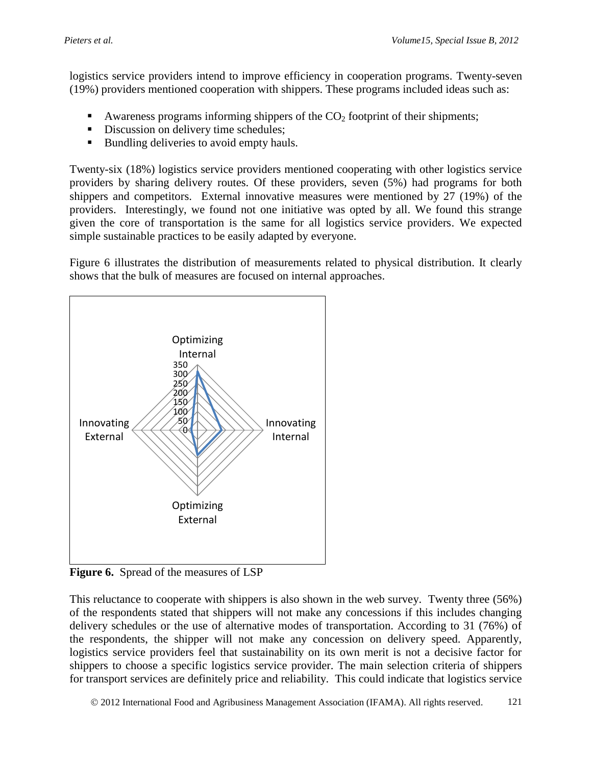logistics service providers intend to improve efficiency in cooperation programs. Twenty-seven (19%) providers mentioned cooperation with shippers. These programs included ideas such as:

- Awareness programs informing shippers of the $CO_2$ footprint of their shipments;
- Discussion on delivery time schedules;
- Bundling deliveries to avoid empty hauls.

Twenty-six (18%) logistics service providers mentioned cooperating with other logistics service providers by sharing delivery routes. Of these providers, seven (5%) had programs for both shippers and competitors. External innovative measures were mentioned by 27 (19%) of the providers. Interestingly, we found not one initiative was opted by all. We found this strange given the core of transportation is the same for all logistics service providers. We expected simple sustainable practices to be easily adapted by everyone.

Figure 6 illustrates the distribution of measurements related to physical distribution. It clearly shows that the bulk of measures are focused on internal approaches.

**Figure 6.** Spread of the measures of LSP

This reluctance to cooperate with shippers is also shown in the web survey. Twenty three (56%) of the respondents stated that shippers will not make any concessions if this includes changing delivery schedules or the use of alternative modes of transportation. According to 31 (76%) of the respondents, the shipper will not make any concession on delivery speed. Apparently, logistics service providers feel that sustainability on its own merit is not a decisive factor for shippers to choose a specific logistics service provider. The main selection criteria of shippers for transport services are definitely price and reliability. This could indicate that logistics service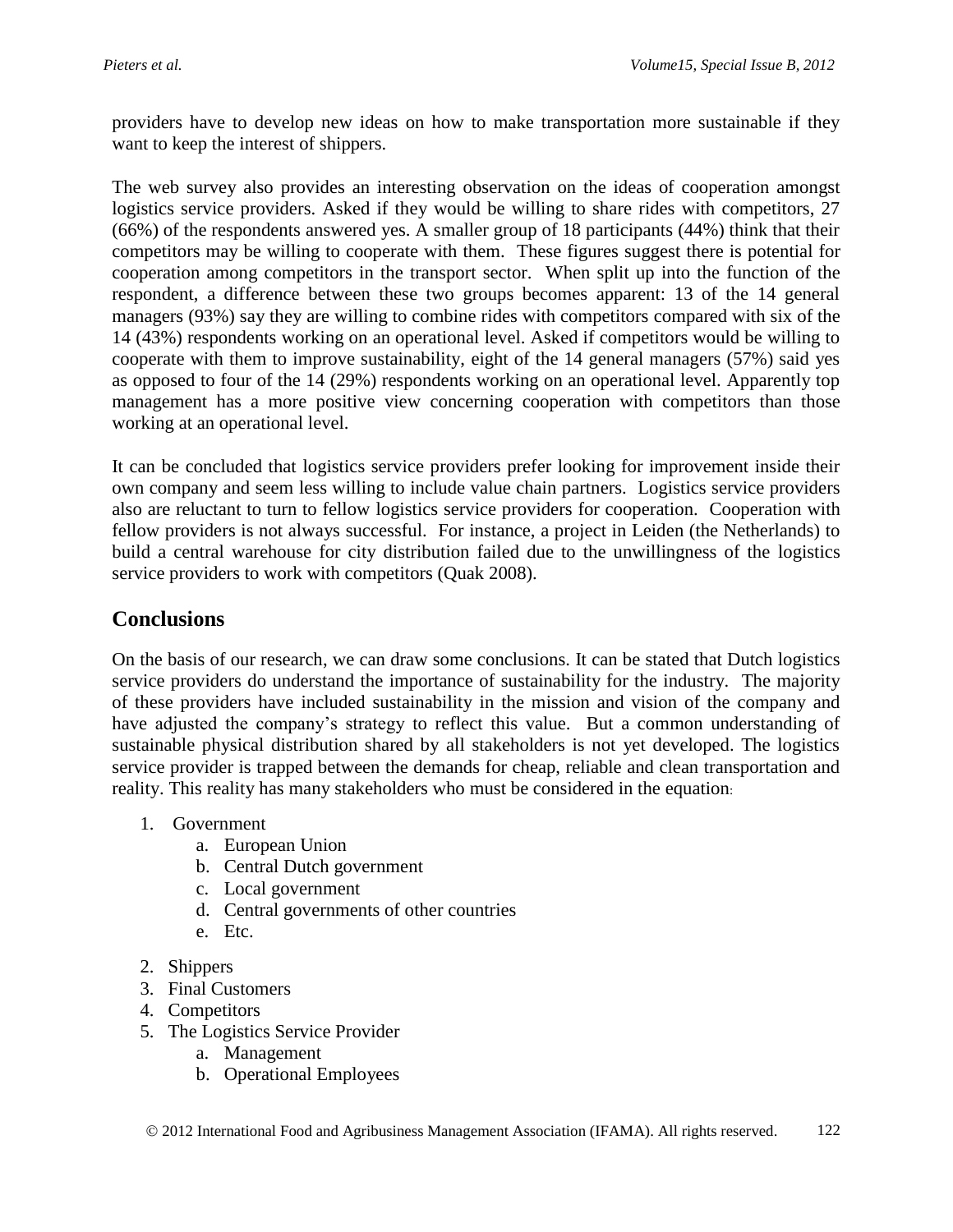providers have to develop new ideas on how to make transportation more sustainable if they want to keep the interest of shippers.

The web survey also provides an interesting observation on the ideas of cooperation amongst logistics service providers. Asked if they would be willing to share rides with competitors, 27 (66%) of the respondents answered yes. A smaller group of 18 participants (44%) think that their competitors may be willing to cooperate with them. These figures suggest there is potential for cooperation among competitors in the transport sector. When split up into the function of the respondent, a difference between these two groups becomes apparent: 13 of the 14 general managers (93%) say they are willing to combine rides with competitors compared with six of the 14 (43%) respondents working on an operational level. Asked if competitors would be willing to cooperate with them to improve sustainability, eight of the 14 general managers (57%) said yes as opposed to four of the 14 (29%) respondents working on an operational level. Apparently top management has a more positive view concerning cooperation with competitors than those working at an operational level.

It can be concluded that logistics service providers prefer looking for improvement inside their own company and seem less willing to include value chain partners. Logistics service providers also are reluctant to turn to fellow logistics service providers for cooperation. Cooperation with fellow providers is not always successful. For instance, a project in Leiden (the Netherlands) to build a central warehouse for city distribution failed due to the unwillingness of the logistics service providers to work with competitors (Quak 2008).

## Conclusions

On the basis of our research, we can draw some conclusions. It can be stated that Dutch logistics service providers do understand the importance of sustainability for the industry. The majority of these providers have included sustainability in the mission and vision of the company and have adjusted the company's strategy to reflect this value. But a common understanding of sustainable physical distribution shared by all stakeholders is not yet developed. The logistics service provider is trapped between the demands for cheap, reliable and clean transportation and reality. This reality has many stakeholders who must be considered in the equation:

1. Government
    a. European Union
    b. Central Dutch government
    c. Local government
    d. Central governments of other countries
    e. Etc.
2. Shippers
3. Final Customers
4. Competitors
5. The Logistics Service Provider
    a. Management
    b. Operational Employees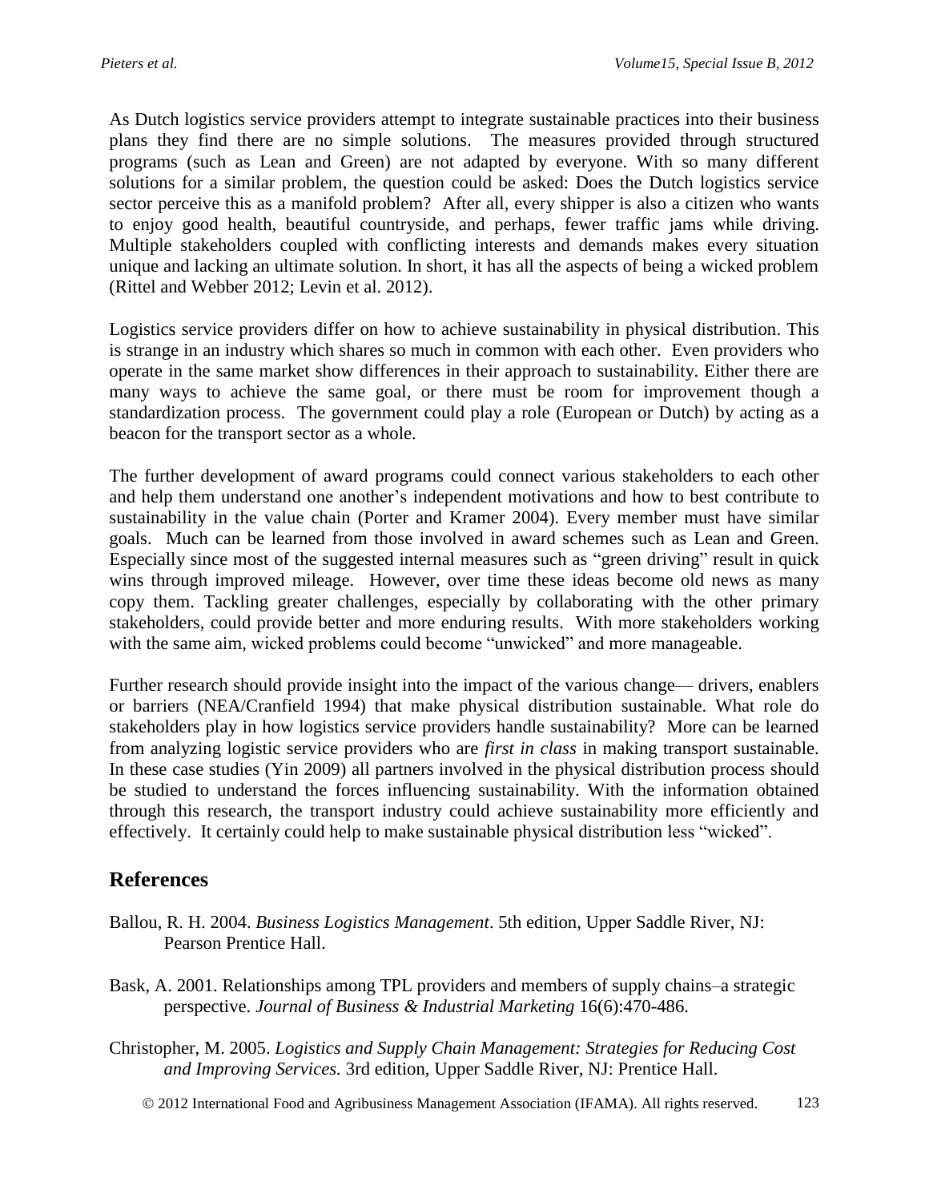As Dutch logistics service providers attempt to integrate sustainable practices into their business plans they find there are no simple solutions. The measures provided through structured programs (such as Lean and Green) are not adapted by everyone. With so many different solutions for a similar problem, the question could be asked: Does the Dutch logistics service sector perceive this as a manifold problem? After all, every shipper is also a citizen who wants to enjoy good health, beautiful countryside, and perhaps, fewer traffic jams while driving. Multiple stakeholders coupled with conflicting interests and demands makes every situation unique and lacking an ultimate solution. In short, it has all the aspects of being a wicked problem (Rittel and Webber 2012; Levin et al. 2012).

Logistics service providers differ on how to achieve sustainability in physical distribution. This is strange in an industry which shares so much in common with each other. Even providers who operate in the same market show differences in their approach to sustainability. Either there are many ways to achieve the same goal, or there must be room for improvement though a standardization process. The government could play a role (European or Dutch) by acting as a beacon for the transport sector as a whole.

The further development of award programs could connect various stakeholders to each other and help them understand one another's independent motivations and how to best contribute to sustainability in the value chain (Porter and Kramer 2004). Every member must have similar goals. Much can be learned from those involved in award schemes such as Lean and Green. Especially since most of the suggested internal measures such as "green driving" result in quick wins through improved mileage. However, over time these ideas become old news as many copy them. Tackling greater challenges, especially by collaborating with the other primary stakeholders, could provide better and more enduring results. With more stakeholders working with the same aim, wicked problems could become "unwicked" and more manageable.

Further research should provide insight into the impact of the various change— drivers, enablers or barriers (NEA/Cranfield 1994) that make physical distribution sustainable. What role do stakeholders play in how logistics service providers handle sustainability? More can be learned from analyzing logistic service providers who are *first in class* in making transport sustainable. In these case studies (Yin 2009) all partners involved in the physical distribution process should be studied to understand the forces influencing sustainability. With the information obtained through this research, the transport industry could achieve sustainability more efficiently and effectively. It certainly could help to make sustainable physical distribution less "wicked".

## References

Ballou, R. H. 2004. *Business Logistics Management*. 5th edition, Upper Saddle River, NJ: Pearson Prentice Hall.

Bask, A. 2001. Relationships among TPL providers and members of supply chains–a strategic perspective. *Journal of Business & Industrial Marketing* 16(6):470-486.

Christopher, M. 2005. *Logistics and Supply Chain Management: Strategies for Reducing Cost and Improving Services.* 3rd edition, Upper Saddle River, NJ: Prentice Hall.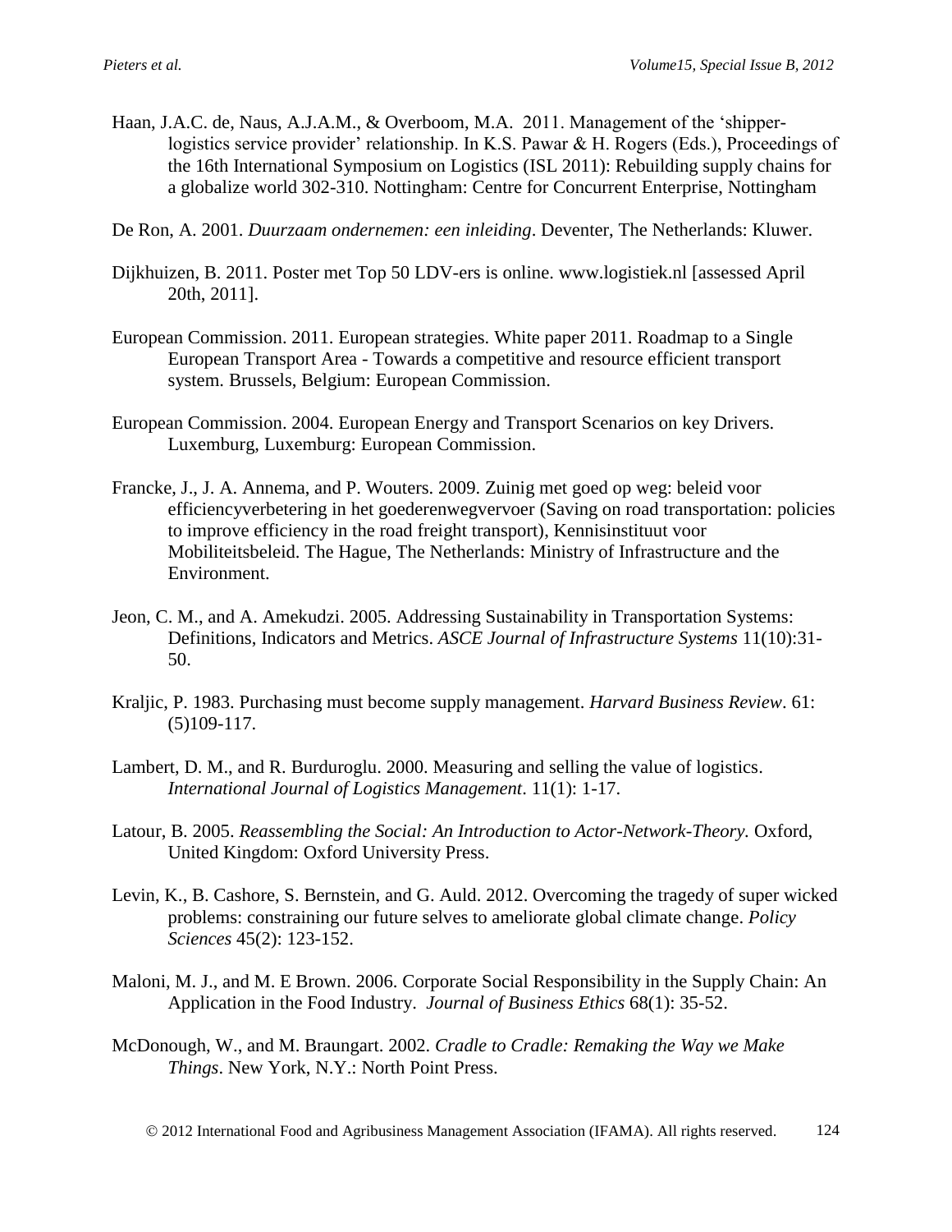Haan, J.A.C. de, Naus, A.J.A.M., & Overboom, M.A. 2011. Management of the 'shipper-logistics service provider' relationship. In K.S. Pawar & H. Rogers (Eds.), Proceedings of the 16th International Symposium on Logistics (ISL 2011): Rebuilding supply chains for a globalize world 302-310. Nottingham: Centre for Concurrent Enterprise, Nottingham

De Ron, A. 2001. *Duurzaam ondernemen: een inleiding*. Deventer, The Netherlands: Kluwer.

Dijkhuizen, B. 2011. Poster met Top 50 LDV-ers is online. www.logistiek.nl [assessed April 20th, 2011].

European Commission. 2011. European strategies. White paper 2011. Roadmap to a Single European Transport Area - Towards a competitive and resource efficient transport system. Brussels, Belgium: European Commission.

European Commission. 2004. European Energy and Transport Scenarios on key Drivers. Luxemburg, Luxemburg: European Commission.

Francke, J., J. A. Annema, and P. Wouters. 2009. Zuinig met goed op weg: beleid voor efficiencyverbetering in het goederenwegvervoer (Saving on road transportation: policies to improve efficiency in the road freight transport), Kennisinstituut voor Mobiliteitsbeleid. The Hague, The Netherlands: Ministry of Infrastructure and the Environment.

Jeon, C. M., and A. Amekudzi. 2005. Addressing Sustainability in Transportation Systems: Definitions, Indicators and Metrics. *ASCE Journal of Infrastructure Systems* 11(10):31-50.

Kraljic, P. 1983. Purchasing must become supply management. *Harvard Business Review*. 61: (5)109-117.

Lambert, D. M., and R. Burduroglu. 2000. Measuring and selling the value of logistics. *International Journal of Logistics Management*. 11(1): 1-17.

Latour, B. 2005. *Reassembling the Social: An Introduction to Actor-Network-Theory.* Oxford, United Kingdom: Oxford University Press.

Levin, K., B. Cashore, S. Bernstein, and G. Auld. 2012. Overcoming the tragedy of super wicked problems: constraining our future selves to ameliorate global climate change. *Policy Sciences* 45(2): 123-152.

Maloni, M. J., and M. E Brown. 2006. Corporate Social Responsibility in the Supply Chain: An Application in the Food Industry. *Journal of Business Ethics* 68(1): 35-52.

McDonough, W., and M. Braungart. 2002. *Cradle to Cradle: Remaking the Way we Make Things*. New York, N.Y.: North Point Press.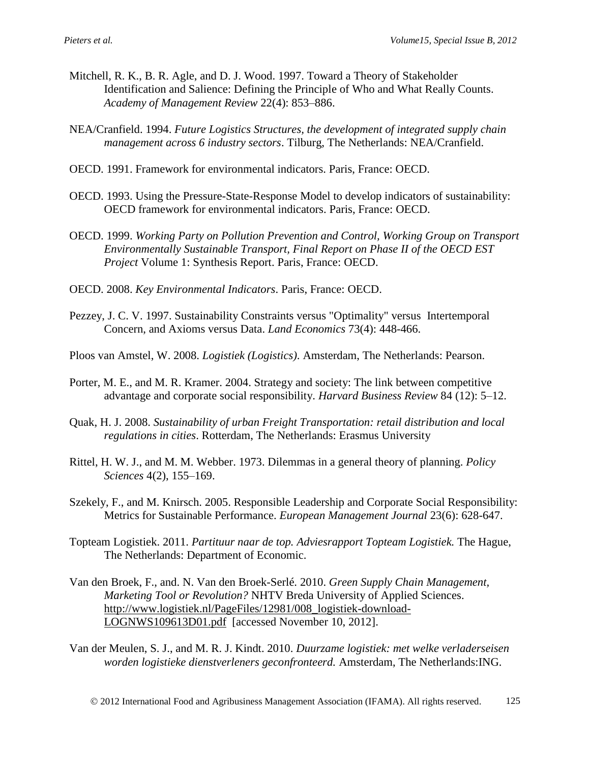Mitchell, R. K., B. R. Agle, and D. J. Wood. 1997. Toward a Theory of Stakeholder Identification and Salience: Defining the Principle of Who and What Really Counts. *Academy of Management Review* 22(4): 853–886.

NEA/Cranfield. 1994. *Future Logistics Structures, the development of integrated supply chain management across 6 industry sectors*. Tilburg, The Netherlands: NEA/Cranfield.

OECD. 1991. Framework for environmental indicators. Paris, France: OECD.

OECD. 1993. Using the Pressure-State-Response Model to develop indicators of sustainability: OECD framework for environmental indicators. Paris, France: OECD.

OECD. 1999. *Working Party on Pollution Prevention and Control, Working Group on Transport Environmentally Sustainable Transport, Final Report on Phase II of the OECD EST Project* Volume 1: Synthesis Report. Paris, France: OECD.

OECD. 2008. *Key Environmental Indicators*. Paris, France: OECD.

Pezzey, J. C. V. 1997. Sustainability Constraints versus "Optimality" versus Intertemporal Concern, and Axioms versus Data. *Land Economics* 73(4): 448-466.

Ploos van Amstel, W. 2008. *Logistiek (Logistics)*. Amsterdam, The Netherlands: Pearson.

Porter, M. E., and M. R. Kramer. 2004. Strategy and society: The link between competitive advantage and corporate social responsibility. *Harvard Business Review* 84 (12): 5–12.

Quak, H. J. 2008. *Sustainability of urban Freight Transportation: retail distribution and local regulations in cities*. Rotterdam, The Netherlands: Erasmus University

Rittel, H. W. J., and M. M. Webber. 1973. Dilemmas in a general theory of planning. *Policy Sciences* 4(2), 155–169.

Szekely, F., and M. Knirsch. 2005. Responsible Leadership and Corporate Social Responsibility: Metrics for Sustainable Performance. *European Management Journal* 23(6): 628-647.

Topteam Logistiek. 2011. *Partituur naar de top. Adviesrapport Topteam Logistiek.* The Hague, The Netherlands: Department of Economic.

Van den Broek, F., and. N. Van den Broek-Serlé. 2010. *Green Supply Chain Management, Marketing Tool or Revolution?* NHTV Breda University of Applied Sciences. http://www.logistiek.nl/PageFiles/12981/008_logistiek-download-LOGNWS109613D01.pdf [accessed November 10, 2012].

Van der Meulen, S. J., and M. R. J. Kindt. 2010. *Duurzame logistiek: met welke verladerseisen worden logistieke dienstverleners geconfronteerd.* Amsterdam, The Netherlands:ING.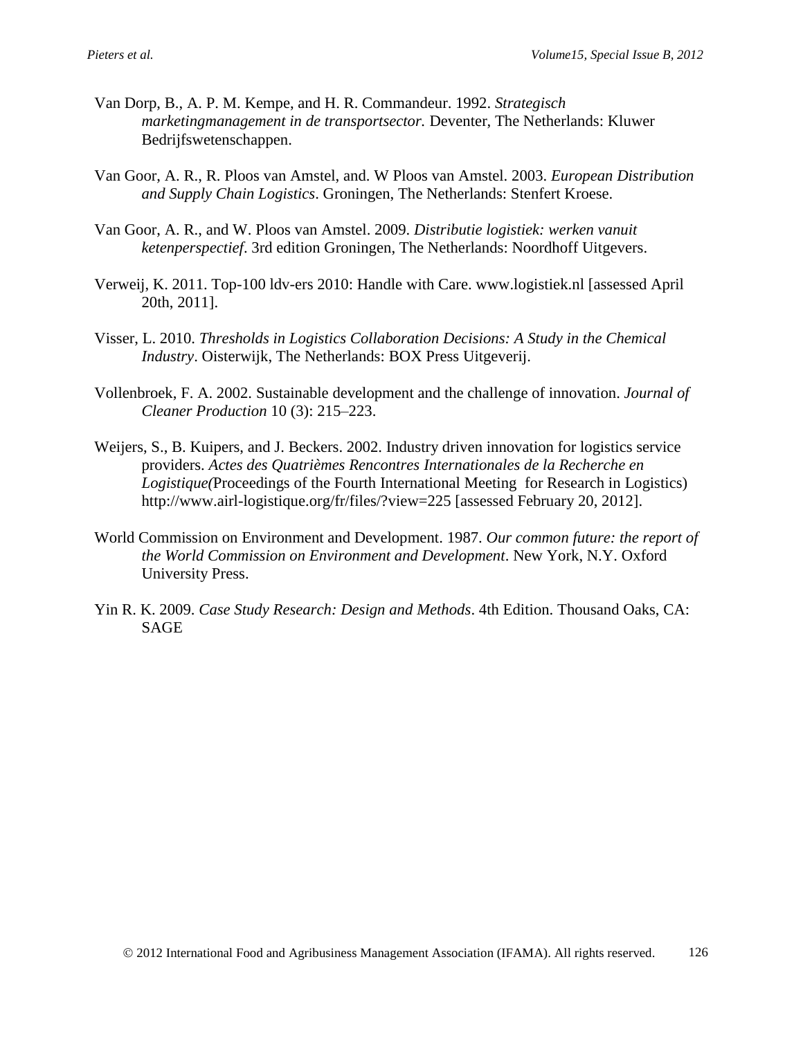Van Dorp, B., A. P. M. Kempe, and H. R. Commandeur. 1992. *Strategisch marketingmanagement in de transportsector.* Deventer, The Netherlands: Kluwer Bedrijfswetenschappen.

Van Goor, A. R., R. Ploos van Amstel, and. W Ploos van Amstel. 2003. *European Distribution and Supply Chain Logistics*. Groningen, The Netherlands: Stenfert Kroese.

Van Goor, A. R., and W. Ploos van Amstel. 2009. *Distributie logistiek: werken vanuit ketenperspectief*. 3rd edition Groningen, The Netherlands: Noordhoff Uitgevers.

Verweij, K. 2011. Top-100 ldv-ers 2010: Handle with Care. www.logistiek.nl [assessed April 20th, 2011].

Visser, L. 2010. *Thresholds in Logistics Collaboration Decisions: A Study in the Chemical Industry*. Oisterwijk, The Netherlands: BOX Press Uitgeverij.

Vollenbroek, F. A. 2002. Sustainable development and the challenge of innovation. *Journal of Cleaner Production* 10 (3): 215–223.

Weijers, S., B. Kuipers, and J. Beckers. 2002. Industry driven innovation for logistics service providers. *Actes des Quatrièmes Rencontres Internationales de la Recherche en Logistique(*Proceedings of the Fourth International Meeting for Research in Logistics) http://www.airl-logistique.org/fr/files/?view=225 [assessed February 20, 2012].

World Commission on Environment and Development. 1987. *Our common future: the report of the World Commission on Environment and Development*. New York, N.Y. Oxford University Press.

Yin R. K. 2009. *Case Study Research: Design and Methods*. 4th Edition. Thousand Oaks, CA: SAGE